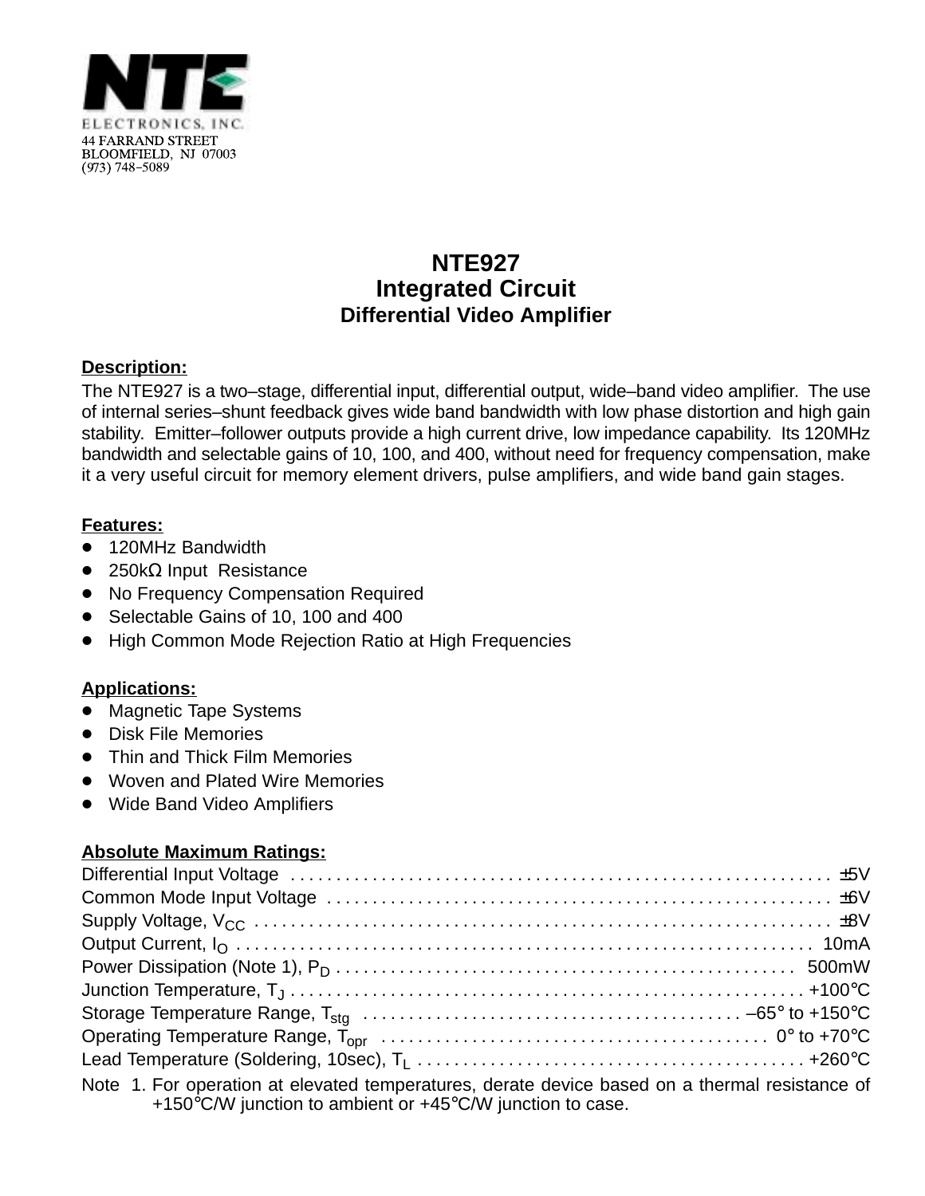NTE ELECTRONICS, INC.
44 FARRAND STREET
BLOOMFIELD, NJ 07003
(973) 748-5089

# NTE927
## Integrated Circuit
### Differential Video Amplifier

**Description:**

The NTE927 is a two–stage, differential input, differential output, wide–band video amplifier. The use of internal series–shunt feedback gives wide band bandwidth with low phase distortion and high gain stability. Emitter–follower outputs provide a high current drive, low impedance capability. Its 120MHz bandwidth and selectable gains of 10, 100, and 400, without need for frequency compensation, make it a very useful circuit for memory element drivers, pulse amplifiers, and wide band gain stages.

**Features:**

- 120MHz Bandwidth
- 250kΩ Input Resistance
- No Frequency Compensation Required
- Selectable Gains of 10, 100 and 400
- High Common Mode Rejection Ratio at High Frequencies

**Applications:**

- Magnetic Tape Systems
- Disk File Memories
- Thin and Thick Film Memories
- Woven and Plated Wire Memories
- Wide Band Video Amplifiers

**Absolute Maximum Ratings:**

Differential Input Voltage . . . . . . . . . . . . . . . . . . . . . . . . . . . . . . . ±5V
Common Mode Input Voltage . . . . . . . . . . . . . . . . . . . . . . . . . . . . . . . ±6V
Supply Voltage, $V_{CC}$ . . . . . . . . . . . . . . . . . . . . . . . . . . . . . . . ±8V
Output Current, $I_O$ . . . . . . . . . . . . . . . . . . . . . . . . . . . . . . . 10mA
Power Dissipation (Note 1), $P_D$ . . . . . . . . . . . . . . . . . . . . . . . . . . . . . . . 500mW
Junction Temperature, $T_J$ . . . . . . . . . . . . . . . . . . . . . . . . . . . . . . . +100°C
Storage Temperature Range, $T_{stg}$ . . . . . . . . . . . . . . . . . . . . . . . . . . . . . . . –65° to +150°C
Operating Temperature Range, $T_{opr}$ . . . . . . . . . . . . . . . . . . . . . . . . . . . . . . . 0° to +70°C
Lead Temperature (Soldering, 10sec), $T_L$ . . . . . . . . . . . . . . . . . . . . . . . . . . . . . . . +260°C

Note 1. For operation at elevated temperatures, derate device based on a thermal resistance of +150°C/W junction to ambient or +45°C/W junction to case.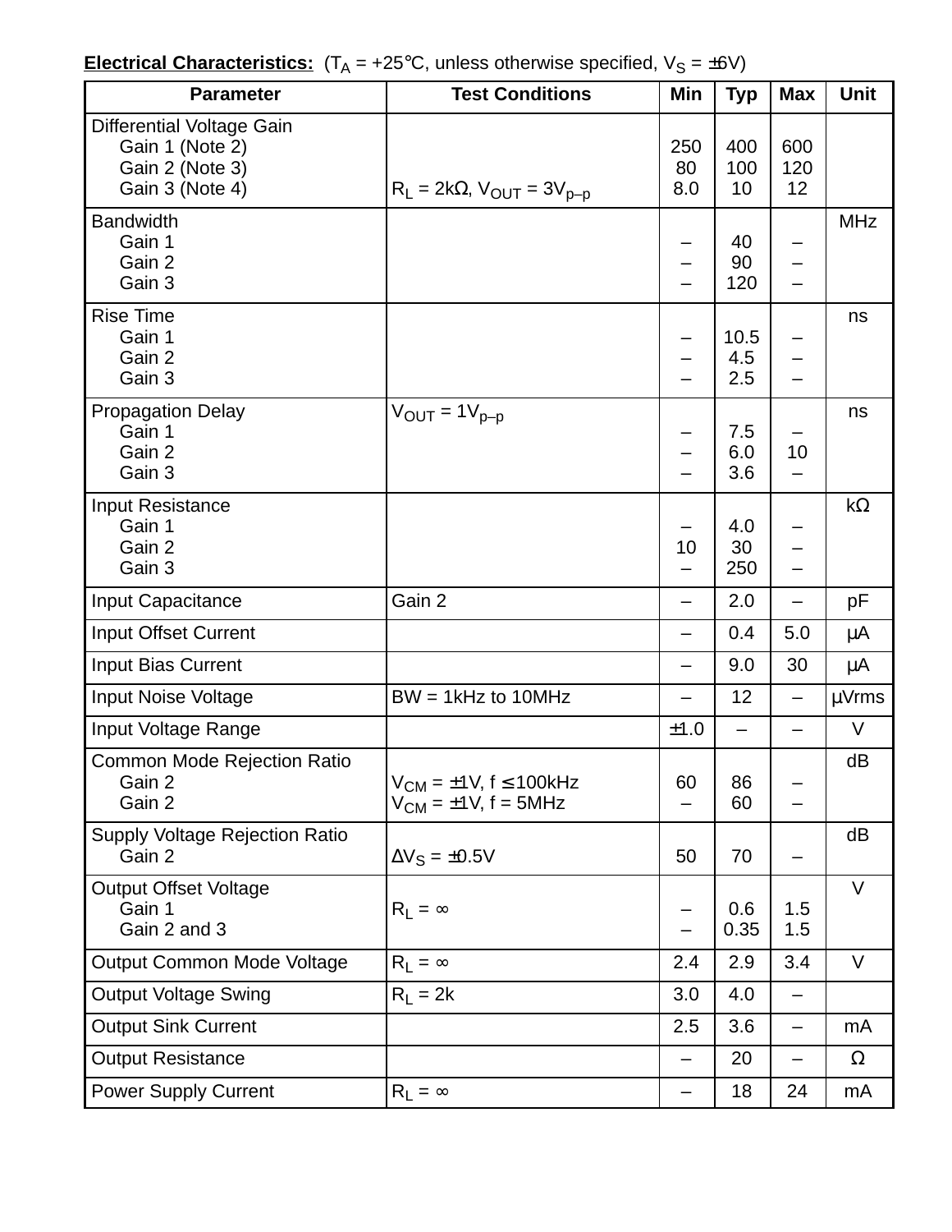**Electrical Characteristics:** ($T_A$ = +25°C, unless otherwise specified, $V_S$ = ±6V)

| Parameter | Test Conditions | Min | Typ | Max | Unit |
|---|---|---|---|---|---|
| Differential Voltage Gain | | | | | |
| Gain 1 (Note 2) | | 250 | 400 | 600 | |
| Gain 2 (Note 3) | | 80 | 100 | 120 | |
| Gain 3 (Note 4) | $R_L$ = 2kΩ, $V_{OUT}$ = 3$V_{p–p}$ | 8.0 | 10 | 12 | |
| Bandwidth | | | | | MHz |
| Gain 1 | | – | 40 | – | |
| Gain 2 | | – | 90 | – | |
| Gain 3 | | – | 120 | – | |
| Rise Time | | | | | ns |
| Gain 1 | | – | 10.5 | – | |
| Gain 2 | | – | 4.5 | – | |
| Gain 3 | | – | 2.5 | – | |
| Propagation Delay | $V_{OUT}$ = 1$V_{p–p}$ | | | | ns |
| Gain 1 | | – | 7.5 | – | |
| Gain 2 | | – | 6.0 | 10 | |
| Gain 3 | | – | 3.6 | – | |
| Input Resistance | | | | | kΩ |
| Gain 1 | | – | 4.0 | – | |
| Gain 2 | | 10 | 30 | – | |
| Gain 3 | | – | 250 | – | |
| Input Capacitance | Gain 2 | – | 2.0 | – | pF |
| Input Offset Current | | – | 0.4 | 5.0 | μA |
| Input Bias Current | | – | 9.0 | 30 | μA |
| Input Noise Voltage | BW = 1kHz to 10MHz | – | 12 | – | μVrms |
| Input Voltage Range | | ±1.0 | – | – | V |
| Common Mode Rejection Ratio | | | | | dB |
| Gain 2 | $V_{CM}$ = ±1V, f ≤ 100kHz | 60 | 86 | – | |
| Gain 2 | $V_{CM}$ = ±1V, f = 5MHz | – | 60 | – | |
| Supply Voltage Rejection Ratio | | | | | dB |
| Gain 2 | $\Delta V_S$ = ±0.5V | 50 | 70 | – | |
| Output Offset Voltage | | | | | V |
| Gain 1 | $R_L$ = ∞ | – | 0.6 | 1.5 | |
| Gain 2 and 3 | | – | 0.35 | 1.5 | |
| Output Common Mode Voltage | $R_L$ = ∞ | 2.4 | 2.9 | 3.4 | V |
| Output Voltage Swing | $R_L$ = 2k | 3.0 | 4.0 | – | |
| Output Sink Current | | 2.5 | 3.6 | – | mA |
| Output Resistance | | – | 20 | – | Ω |
| Power Supply Current | $R_L$ = ∞ | – | 18 | 24 | mA |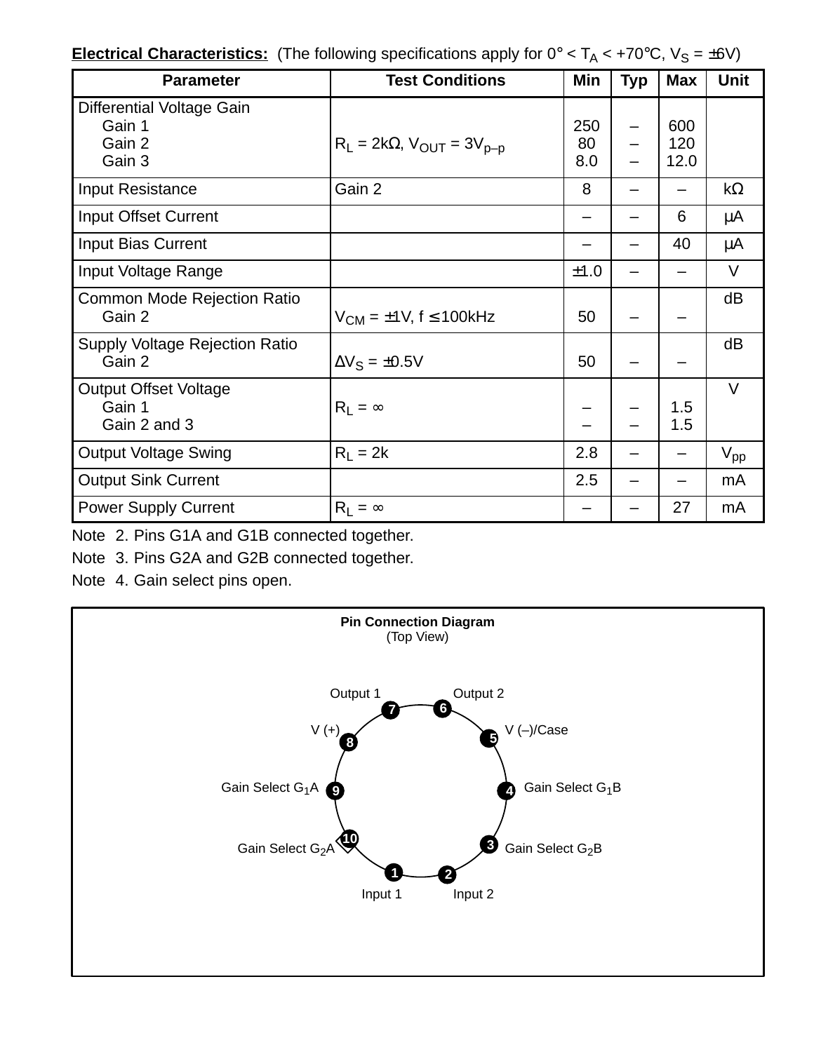**Electrical Characteristics:** (The following specifications apply for $0° < T_A < +70°C$, $V_S = \pm6V$)

| Parameter | Test Conditions | Min | Typ | Max | Unit |
|---|---|---|---|---|---|
| Differential Voltage Gain<br>Gain 1<br>Gain 2<br>Gain 3 | $R_L = 2k\Omega$, $V_{OUT} = 3V_{p-p}$ | <br>250<br>80<br>8.0 | <br>–<br>–<br>– | <br>600<br>120<br>12.0 | |
| Input Resistance | Gain 2 | 8 | – | – | kΩ |
| Input Offset Current | | – | – | 6 | μA |
| Input Bias Current | | – | – | 40 | μA |
| Input Voltage Range | | ±1.0 | – | – | V |
| Common Mode Rejection Ratio<br>Gain 2 | $V_{CM} = \pm1V$, $f \leq 100kHz$ | 50 | – | – | dB |
| Supply Voltage Rejection Ratio<br>Gain 2 | $\Delta V_S = \pm0.5V$ | 50 | – | – | dB |
| Output Offset Voltage<br>Gain 1<br>Gain 2 and 3 | $R_L = \infty$ | <br>–<br>– | <br>–<br>– | <br>1.5<br>1.5 | V |
| Output Voltage Swing | $R_L = 2k$ | 2.8 | – | – | $V_{pp}$ |
| Output Sink Current | | 2.5 | – | – | mA |
| Power Supply Current | $R_L = \infty$ | – | – | 27 | mA |

Note 2. Pins G1A and G1B connected together.

Note 3. Pins G2A and G2B connected together.

Note 4. Gain select pins open.

**Pin Connection Diagram**
(Top View)

1. Input 1
2. Input 2
3. Gain Select $G_2B$
4. Gain Select $G_1B$
5. V (–)/Case
6. Output 2
7. Output 1
8. V (+)
9. Gain Select $G_1A$
10. Gain Select $G_2A$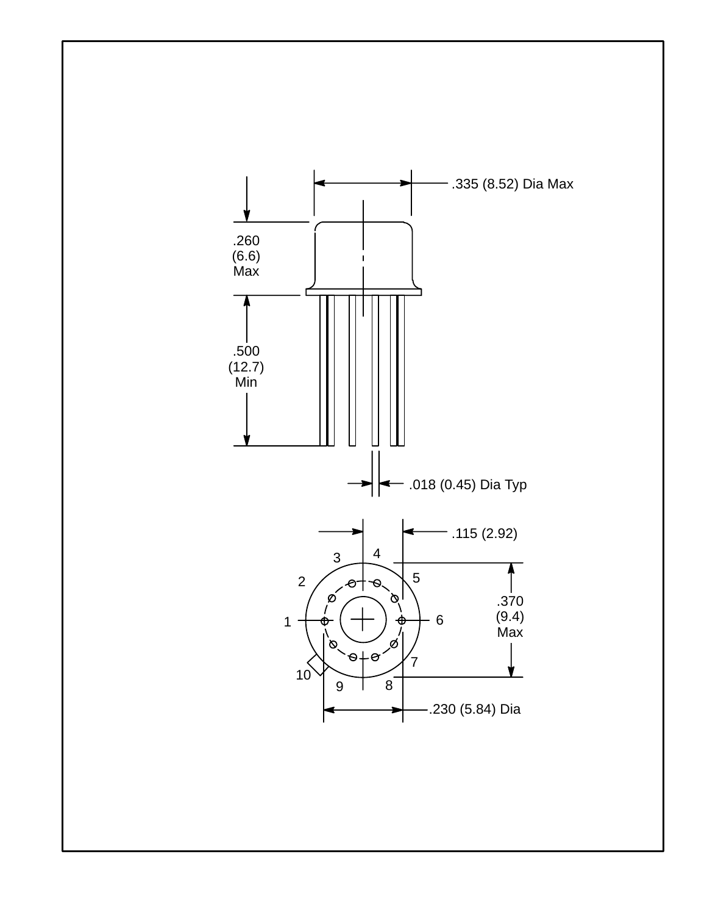.335 (8.52) Dia Max

.260
(6.6)
Max

.500
(12.7)
Min

.018 (0.45) Dia Typ

.115 (2.92)

4
3
5
2
1
6
7
10
9
8

.370
(9.4)
Max

.230 (5.84) Dia